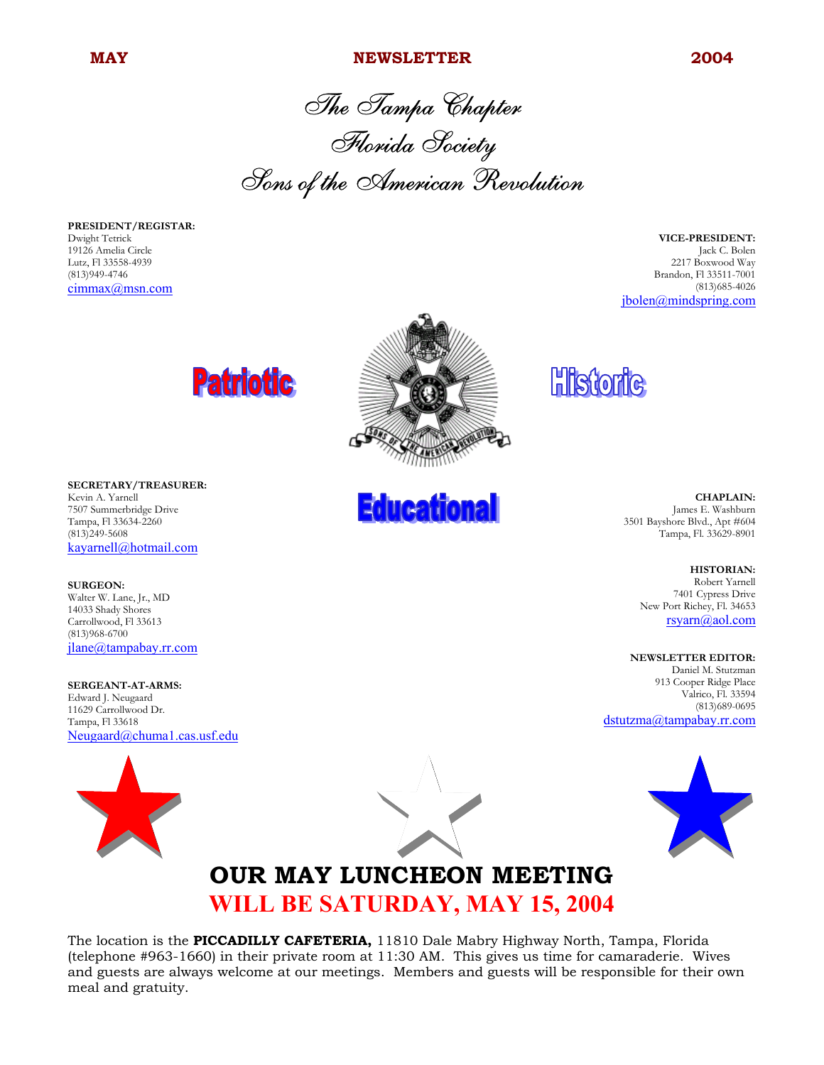**MAY** **NEWSLETTER** **2004**

# The Tampa Chapter
# Florida Society
# Sons of the American Revolution

**PRESIDENT/REGISTAR:**
Dwight Tetrick
19126 Amelia Circle
Lutz, Fl 33558-4939
(813)949-4746
cimmax@msn.com

**VICE-PRESIDENT:**
Jack C. Bolen
2217 Boxwood Way
Brandon, Fl 33511-7001
(813)685-4026
jbolen@mindspring.com

Patriotic   Historic   Educational

**SECRETARY/TREASURER:**
Kevin A. Yarnell
7507 Summerbridge Drive
Tampa, Fl 33634-2260
(813)249-5608
kayarnell@hotmail.com

**CHAPLAIN:**
James E. Washburn
3501 Bayshore Blvd., Apt #604
Tampa, Fl. 33629-8901

**SURGEON:**
Walter W. Lane, Jr., MD
14033 Shady Shores
Carrollwood, Fl 33613
(813)968-6700
jlane@tampabay.rr.com

**HISTORIAN:**
Robert Yarnell
7401 Cypress Drive
New Port Richey, Fl. 34653
rsyarn@aol.com

**SERGEANT-AT-ARMS:**
Edward J. Neugaard
11629 Carrollwood Dr.
Tampa, Fl 33618
Neugaard@chuma1.cas.usf.edu

**NEWSLETTER EDITOR:**
Daniel M. Stutzman
913 Cooper Ridge Place
Valrico, Fl. 33594
(813)689-0695
dstutzma@tampabay.rr.com

## OUR MAY LUNCHEON MEETING
## WILL BE SATURDAY, MAY 15, 2004

The location is the **PICCADILLY CAFETERIA,** 11810 Dale Mabry Highway North, Tampa, Florida (telephone #963-1660) in their private room at 11:30 AM. This gives us time for camaraderie. Wives and guests are always welcome at our meetings. Members and guests will be responsible for their own meal and gratuity.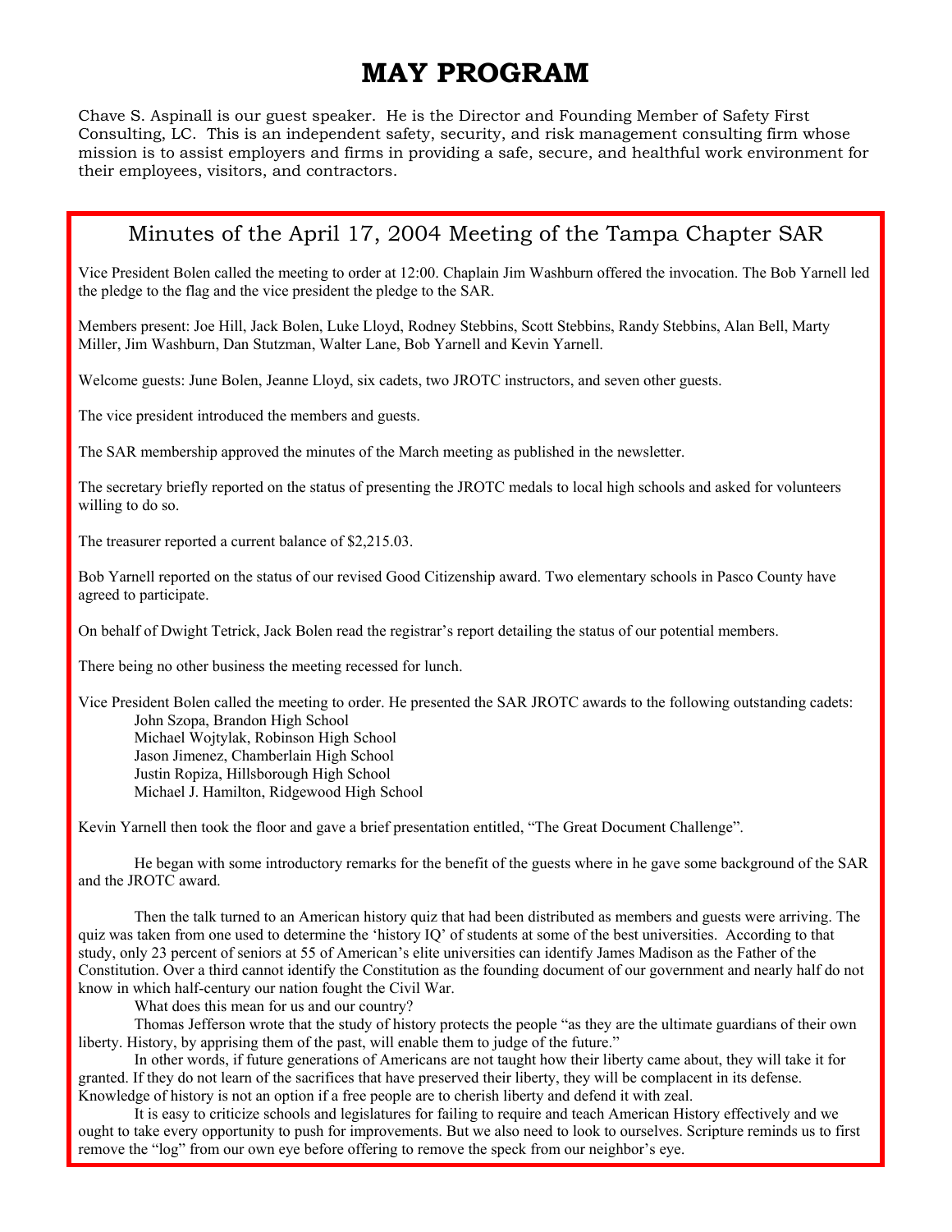# MAY PROGRAM

Chave S. Aspinall is our guest speaker. He is the Director and Founding Member of Safety First Consulting, LC. This is an independent safety, security, and risk management consulting firm whose mission is to assist employers and firms in providing a safe, secure, and healthful work environment for their employees, visitors, and contractors.

## Minutes of the April 17, 2004 Meeting of the Tampa Chapter SAR

Vice President Bolen called the meeting to order at 12:00. Chaplain Jim Washburn offered the invocation. The Bob Yarnell led the pledge to the flag and the vice president the pledge to the SAR.

Members present: Joe Hill, Jack Bolen, Luke Lloyd, Rodney Stebbins, Scott Stebbins, Randy Stebbins, Alan Bell, Marty Miller, Jim Washburn, Dan Stutzman, Walter Lane, Bob Yarnell and Kevin Yarnell.

Welcome guests: June Bolen, Jeanne Lloyd, six cadets, two JROTC instructors, and seven other guests.

The vice president introduced the members and guests.

The SAR membership approved the minutes of the March meeting as published in the newsletter.

The secretary briefly reported on the status of presenting the JROTC medals to local high schools and asked for volunteers willing to do so.

The treasurer reported a current balance of $2,215.03.

Bob Yarnell reported on the status of our revised Good Citizenship award. Two elementary schools in Pasco County have agreed to participate.

On behalf of Dwight Tetrick, Jack Bolen read the registrar's report detailing the status of our potential members.

There being no other business the meeting recessed for lunch.

Vice President Bolen called the meeting to order. He presented the SAR JROTC awards to the following outstanding cadets:

- John Szopa, Brandon High School
- Michael Wojtylak, Robinson High School
- Jason Jimenez, Chamberlain High School
- Justin Ropiza, Hillsborough High School
- Michael J. Hamilton, Ridgewood High School

Kevin Yarnell then took the floor and gave a brief presentation entitled, "The Great Document Challenge".

He began with some introductory remarks for the benefit of the guests where in he gave some background of the SAR and the JROTC award.

Then the talk turned to an American history quiz that had been distributed as members and guests were arriving. The quiz was taken from one used to determine the 'history IQ' of students at some of the best universities. According to that study, only 23 percent of seniors at 55 of American's elite universities can identify James Madison as the Father of the Constitution. Over a third cannot identify the Constitution as the founding document of our government and nearly half do not know in which half-century our nation fought the Civil War.

What does this mean for us and our country?

Thomas Jefferson wrote that the study of history protects the people "as they are the ultimate guardians of their own liberty. History, by apprising them of the past, will enable them to judge of the future."

In other words, if future generations of Americans are not taught how their liberty came about, they will take it for granted. If they do not learn of the sacrifices that have preserved their liberty, they will be complacent in its defense. Knowledge of history is not an option if a free people are to cherish liberty and defend it with zeal.

It is easy to criticize schools and legislatures for failing to require and teach American History effectively and we ought to take every opportunity to push for improvements. But we also need to look to ourselves. Scripture reminds us to first remove the "log" from our own eye before offering to remove the speck from our neighbor's eye.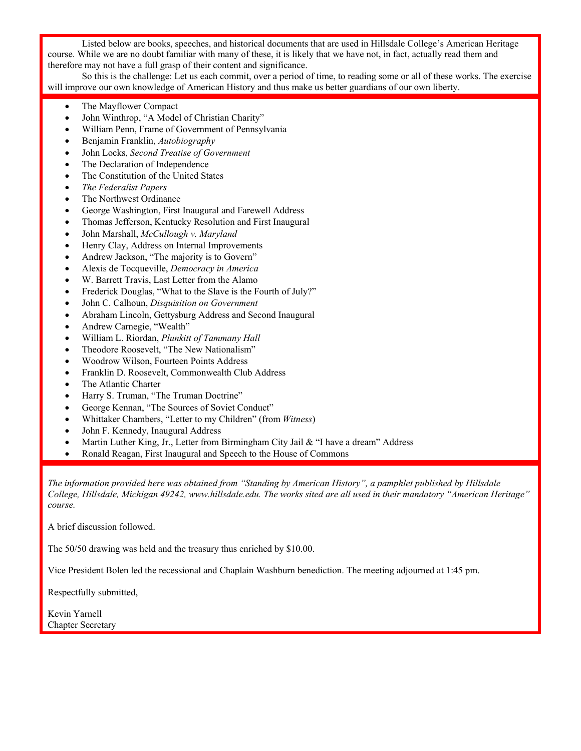Listed below are books, speeches, and historical documents that are used in Hillsdale College's American Heritage course. While we are no doubt familiar with many of these, it is likely that we have not, in fact, actually read them and therefore may not have a full grasp of their content and significance.

So this is the challenge: Let us each commit, over a period of time, to reading some or all of these works. The exercise will improve our own knowledge of American History and thus make us better guardians of our own liberty.

- The Mayflower Compact
- John Winthrop, "A Model of Christian Charity"
- William Penn, Frame of Government of Pennsylvania
- Benjamin Franklin, *Autobiography*
- John Locks, *Second Treatise of Government*
- The Declaration of Independence
- The Constitution of the United States
- *The Federalist Papers*
- The Northwest Ordinance
- George Washington, First Inaugural and Farewell Address
- Thomas Jefferson, Kentucky Resolution and First Inaugural
- John Marshall, *McCullough v. Maryland*
- Henry Clay, Address on Internal Improvements
- Andrew Jackson, "The majority is to Govern"
- Alexis de Tocqueville, *Democracy in America*
- W. Barrett Travis, Last Letter from the Alamo
- Frederick Douglas, "What to the Slave is the Fourth of July?"
- John C. Calhoun, *Disquisition on Government*
- Abraham Lincoln, Gettysburg Address and Second Inaugural
- Andrew Carnegie, "Wealth"
- William L. Riordan, *Plunkitt of Tammany Hall*
- Theodore Roosevelt, "The New Nationalism"
- Woodrow Wilson, Fourteen Points Address
- Franklin D. Roosevelt, Commonwealth Club Address
- The Atlantic Charter
- Harry S. Truman, "The Truman Doctrine"
- George Kennan, "The Sources of Soviet Conduct"
- Whittaker Chambers, "Letter to my Children" (from *Witness*)
- John F. Kennedy, Inaugural Address
- Martin Luther King, Jr., Letter from Birmingham City Jail & "I have a dream" Address
- Ronald Reagan, First Inaugural and Speech to the House of Commons

*The information provided here was obtained from "Standing by American History", a pamphlet published by Hillsdale College, Hillsdale, Michigan 49242, www.hillsdale.edu. The works sited are all used in their mandatory "American Heritage" course.*

A brief discussion followed.

The 50/50 drawing was held and the treasury thus enriched by $10.00.

Vice President Bolen led the recessional and Chaplain Washburn benediction. The meeting adjourned at 1:45 pm.

Respectfully submitted,

Kevin Yarnell
Chapter Secretary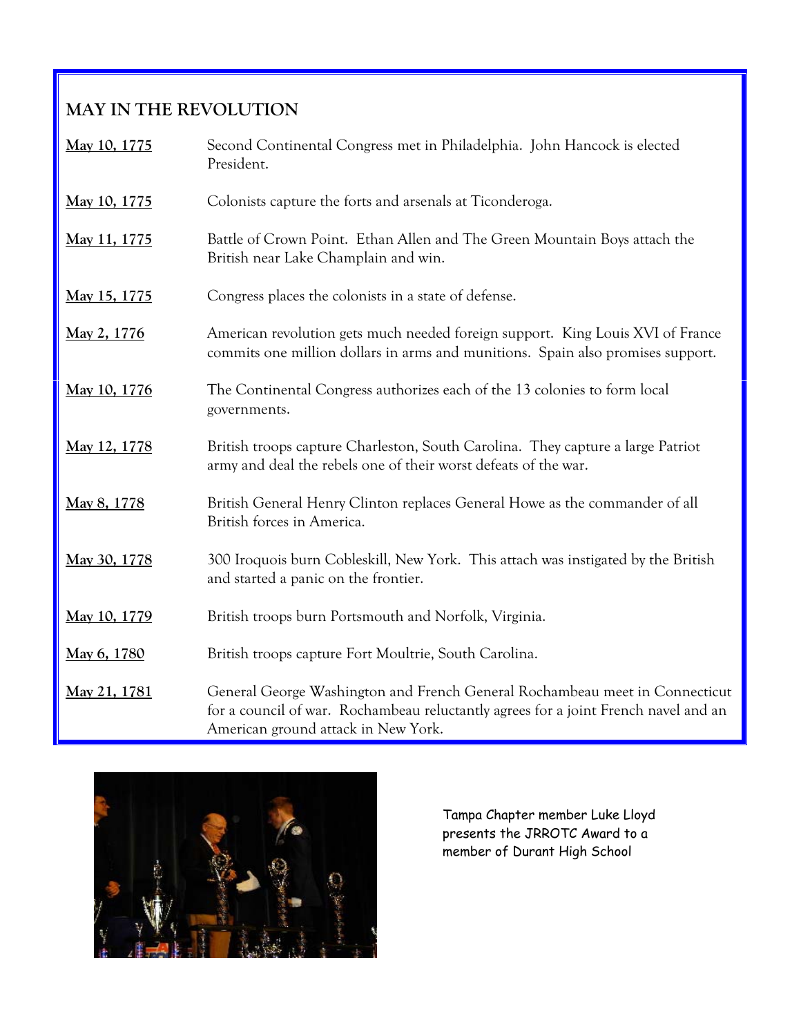## MAY IN THE REVOLUTION

| | |
|---|---|
| **May 10, 1775** | Second Continental Congress met in Philadelphia. John Hancock is elected President. |
| **May 10, 1775** | Colonists capture the forts and arsenals at Ticonderoga. |
| **May 11, 1775** | Battle of Crown Point. Ethan Allen and The Green Mountain Boys attach the British near Lake Champlain and win. |
| **May 15, 1775** | Congress places the colonists in a state of defense. |
| **May 2, 1776** | American revolution gets much needed foreign support. King Louis XVI of France commits one million dollars in arms and munitions. Spain also promises support. |
| **May 10, 1776** | The Continental Congress authorizes each of the 13 colonies to form local governments. |
| **May 12, 1778** | British troops capture Charleston, South Carolina. They capture a large Patriot army and deal the rebels one of their worst defeats of the war. |
| **May 8, 1778** | British General Henry Clinton replaces General Howe as the commander of all British forces in America. |
| **May 30, 1778** | 300 Iroquois burn Cobleskill, New York. This attach was instigated by the British and started a panic on the frontier. |
| **May 10, 1779** | British troops burn Portsmouth and Norfolk, Virginia. |
| **May 6, 1780** | British troops capture Fort Moultrie, South Carolina. |
| **May 21, 1781** | General George Washington and French General Rochambeau meet in Connecticut for a council of war. Rochambeau reluctantly agrees for a joint French navel and an American ground attack in New York. |

Tampa Chapter member Luke Lloyd presents the JRROTC Award to a member of Durant High School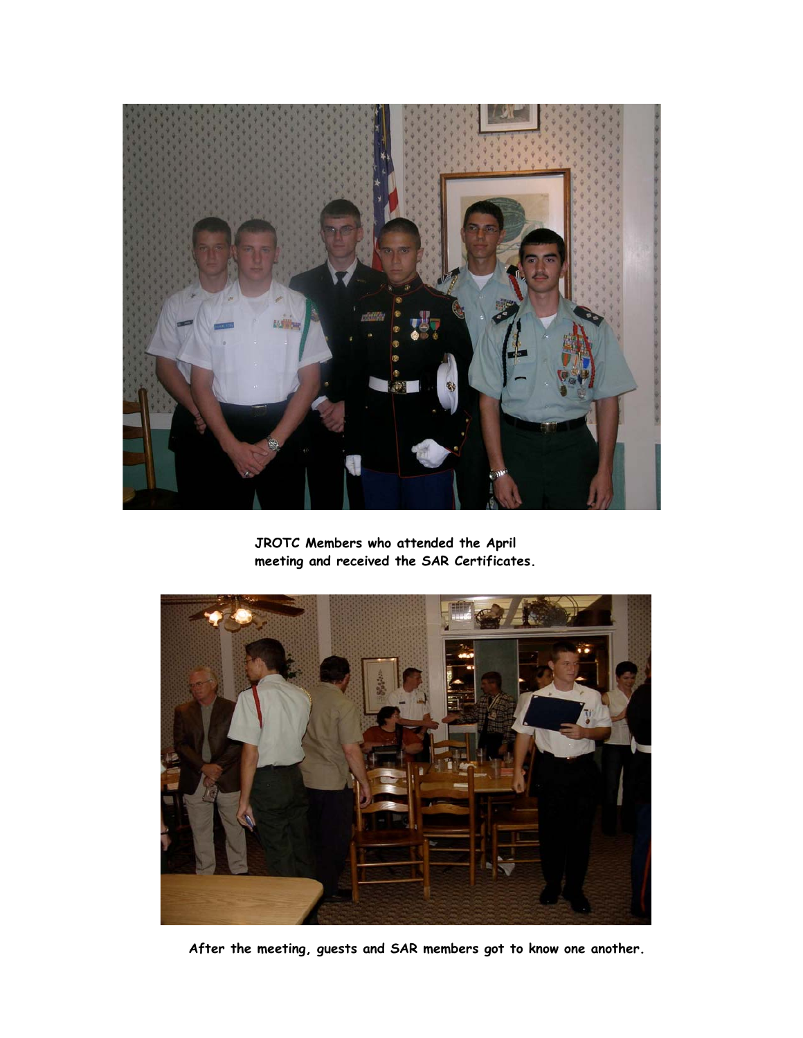JROTC Members who attended the April meeting and received the SAR Certificates.

After the meeting, guests and SAR members got to know one another.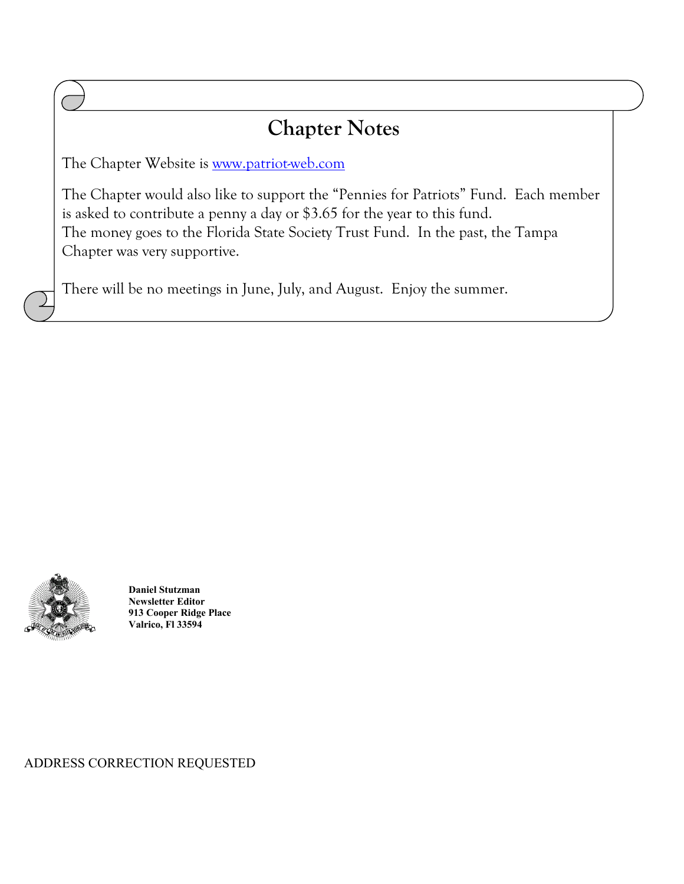## Chapter Notes

The Chapter Website is www.patriot-web.com

The Chapter would also like to support the "Pennies for Patriots" Fund. Each member is asked to contribute a penny a day or $3.65 for the year to this fund.
The money goes to the Florida State Society Trust Fund. In the past, the Tampa Chapter was very supportive.

There will be no meetings in June, July, and August. Enjoy the summer.

**Daniel Stutzman**
**Newsletter Editor**
**913 Cooper Ridge Place**
**Valrico, Fl 33594**

ADDRESS CORRECTION REQUESTED